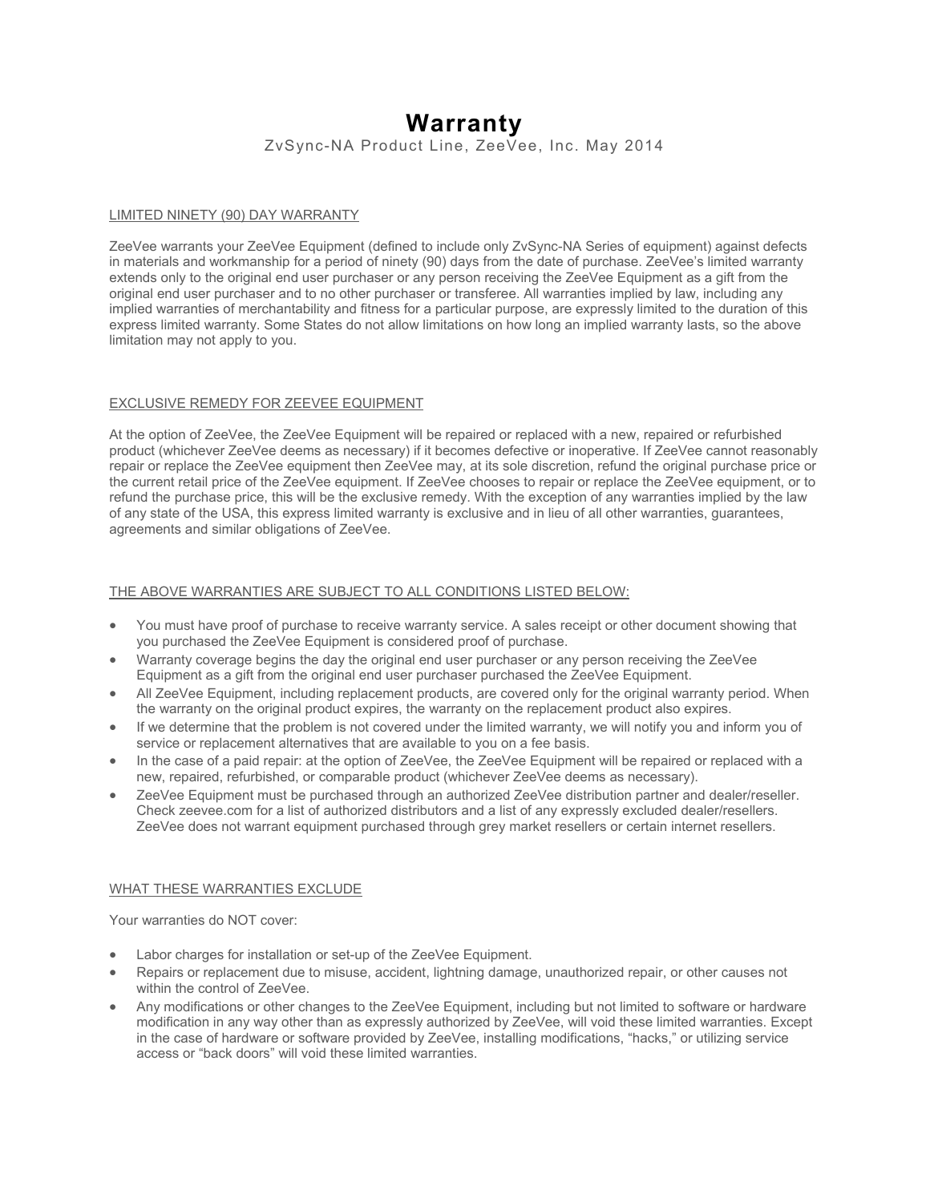# Warranty

ZvSync-NA Product Line, ZeeVee, Inc. May 2014

## LIMITED NINETY (90) DAY WARRANTY

ZeeVee warrants your ZeeVee Equipment (defined to include only ZvSync-NA Series of equipment) against defects in materials and workmanship for a period of ninety (90) days from the date of purchase. ZeeVee's limited warranty extends only to the original end user purchaser or any person receiving the ZeeVee Equipment as a gift from the original end user purchaser and to no other purchaser or transferee. All warranties implied by law, including any implied warranties of merchantability and fitness for a particular purpose, are expressly limited to the duration of this express limited warranty. Some States do not allow limitations on how long an implied warranty lasts, so the above limitation may not apply to you.

## EXCLUSIVE REMEDY FOR ZEEVEE EQUIPMENT

At the option of ZeeVee, the ZeeVee Equipment will be repaired or replaced with a new, repaired or refurbished product (whichever ZeeVee deems as necessary) if it becomes defective or inoperative. If ZeeVee cannot reasonably repair or replace the ZeeVee equipment then ZeeVee may, at its sole discretion, refund the original purchase price or the current retail price of the ZeeVee equipment. If ZeeVee chooses to repair or replace the ZeeVee equipment, or to refund the purchase price, this will be the exclusive remedy. With the exception of any warranties implied by the law of any state of the USA, this express limited warranty is exclusive and in lieu of all other warranties, guarantees, agreements and similar obligations of ZeeVee.

## THE ABOVE WARRANTIES ARE SUBJECT TO ALL CONDITIONS LISTED BELOW:

- You must have proof of purchase to receive warranty service. A sales receipt or other document showing that you purchased the ZeeVee Equipment is considered proof of purchase.
- Warranty coverage begins the day the original end user purchaser or any person receiving the ZeeVee Equipment as a gift from the original end user purchaser purchased the ZeeVee Equipment.
- All ZeeVee Equipment, including replacement products, are covered only for the original warranty period. When the warranty on the original product expires, the warranty on the replacement product also expires.
- If we determine that the problem is not covered under the limited warranty, we will notify you and inform you of service or replacement alternatives that are available to you on a fee basis.
- In the case of a paid repair: at the option of ZeeVee, the ZeeVee Equipment will be repaired or replaced with a new, repaired, refurbished, or comparable product (whichever ZeeVee deems as necessary).
- ZeeVee Equipment must be purchased through an authorized ZeeVee distribution partner and dealer/reseller. Check zeevee.com for a list of authorized distributors and a list of any expressly excluded dealer/resellers. ZeeVee does not warrant equipment purchased through grey market resellers or certain internet resellers.

## WHAT THESE WARRANTIES EXCLUDE

Your warranties do NOT cover:

- Labor charges for installation or set-up of the ZeeVee Equipment.
- Repairs or replacement due to misuse, accident, lightning damage, unauthorized repair, or other causes not within the control of ZeeVee.
- Any modifications or other changes to the ZeeVee Equipment, including but not limited to software or hardware modification in any way other than as expressly authorized by ZeeVee, will void these limited warranties. Except in the case of hardware or software provided by ZeeVee, installing modifications, "hacks," or utilizing service access or "back doors" will void these limited warranties.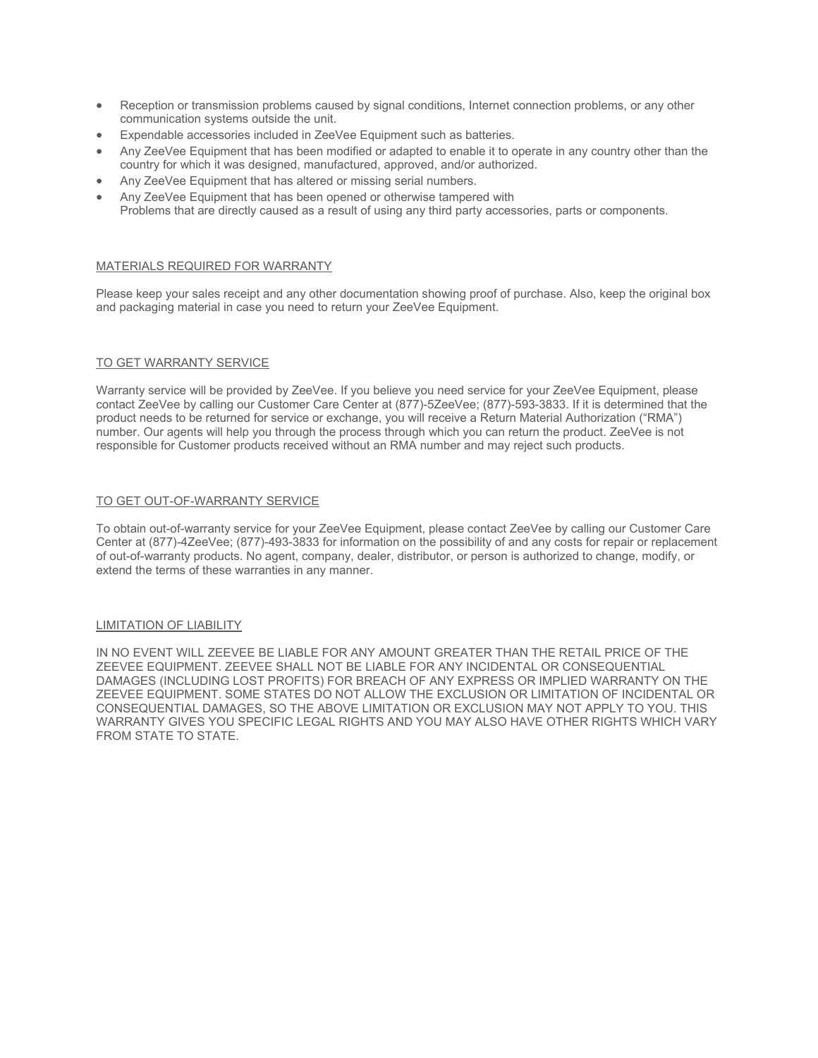- Reception or transmission problems caused by signal conditions, Internet connection problems, or any other communication systems outside the unit.
- Expendable accessories included in ZeeVee Equipment such as batteries.
- Any ZeeVee Equipment that has been modified or adapted to enable it to operate in any country other than the country for which it was designed, manufactured, approved, and/or authorized.
- Any ZeeVee Equipment that has altered or missing serial numbers.
- Any ZeeVee Equipment that has been opened or otherwise tampered with
  Problems that are directly caused as a result of using any third party accessories, parts or components.

MATERIALS REQUIRED FOR WARRANTY

Please keep your sales receipt and any other documentation showing proof of purchase. Also, keep the original box and packaging material in case you need to return your ZeeVee Equipment.

TO GET WARRANTY SERVICE

Warranty service will be provided by ZeeVee. If you believe you need service for your ZeeVee Equipment, please contact ZeeVee by calling our Customer Care Center at (877)-5ZeeVee; (877)-593-3833. If it is determined that the product needs to be returned for service or exchange, you will receive a Return Material Authorization ("RMA") number. Our agents will help you through the process through which you can return the product. ZeeVee is not responsible for Customer products received without an RMA number and may reject such products.

TO GET OUT-OF-WARRANTY SERVICE

To obtain out-of-warranty service for your ZeeVee Equipment, please contact ZeeVee by calling our Customer Care Center at (877)-4ZeeVee; (877)-493-3833 for information on the possibility of and any costs for repair or replacement of out-of-warranty products. No agent, company, dealer, distributor, or person is authorized to change, modify, or extend the terms of these warranties in any manner.

LIMITATION OF LIABILITY

IN NO EVENT WILL ZEEVEE BE LIABLE FOR ANY AMOUNT GREATER THAN THE RETAIL PRICE OF THE ZEEVEE EQUIPMENT. ZEEVEE SHALL NOT BE LIABLE FOR ANY INCIDENTAL OR CONSEQUENTIAL DAMAGES (INCLUDING LOST PROFITS) FOR BREACH OF ANY EXPRESS OR IMPLIED WARRANTY ON THE ZEEVEE EQUIPMENT. SOME STATES DO NOT ALLOW THE EXCLUSION OR LIMITATION OF INCIDENTAL OR CONSEQUENTIAL DAMAGES, SO THE ABOVE LIMITATION OR EXCLUSION MAY NOT APPLY TO YOU. THIS WARRANTY GIVES YOU SPECIFIC LEGAL RIGHTS AND YOU MAY ALSO HAVE OTHER RIGHTS WHICH VARY FROM STATE TO STATE.